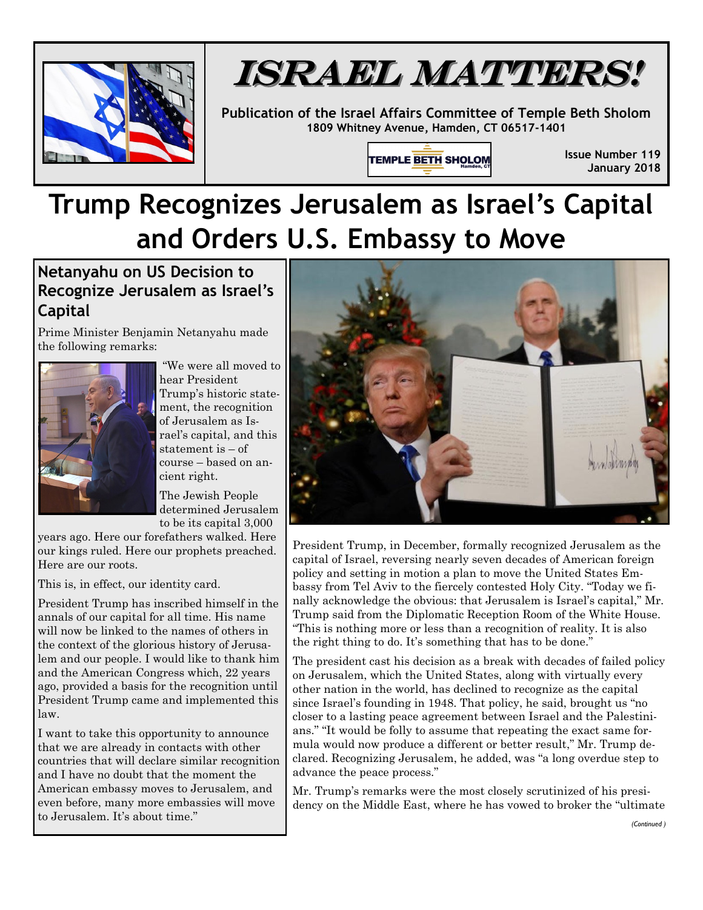# ISRAEL MATTERS!

**Publication of the Israel Affairs Committee of Temple Beth Sholom**
**1809 Whitney Avenue, Hamden, CT 06517-1401**

TEMPLE BETH SHOLOM Hamden, CT

**Issue Number 119**
**January 2018**

# Trump Recognizes Jerusalem as Israel's Capital and Orders U.S. Embassy to Move

## Netanyahu on US Decision to Recognize Jerusalem as Israel's Capital

Prime Minister Benjamin Netanyahu made the following remarks:

"We were all moved to hear President Trump's historic statement, the recognition of Jerusalem as Israel's capital, and this statement is – of course – based on ancient right.

The Jewish People determined Jerusalem to be its capital 3,000 years ago. Here our forefathers walked. Here our kings ruled. Here our prophets preached. Here are our roots.

This is, in effect, our identity card.

President Trump has inscribed himself in the annals of our capital for all time. His name will now be linked to the names of others in the context of the glorious history of Jerusalem and our people. I would like to thank him and the American Congress which, 22 years ago, provided a basis for the recognition until President Trump came and implemented this law.

I want to take this opportunity to announce that we are already in contacts with other countries that will declare similar recognition and I have no doubt that the moment the American embassy moves to Jerusalem, and even before, many more embassies will move to Jerusalem. It's about time."

President Trump, in December, formally recognized Jerusalem as the capital of Israel, reversing nearly seven decades of American foreign policy and setting in motion a plan to move the United States Embassy from Tel Aviv to the fiercely contested Holy City. "Today we finally acknowledge the obvious: that Jerusalem is Israel's capital," Mr. Trump said from the Diplomatic Reception Room of the White House. "This is nothing more or less than a recognition of reality. It is also the right thing to do. It's something that has to be done."

The president cast his decision as a break with decades of failed policy on Jerusalem, which the United States, along with virtually every other nation in the world, has declined to recognize as the capital since Israel's founding in 1948. That policy, he said, brought us "no closer to a lasting peace agreement between Israel and the Palestinians." "It would be folly to assume that repeating the exact same formula would now produce a different or better result," Mr. Trump declared. Recognizing Jerusalem, he added, was "a long overdue step to advance the peace process."

Mr. Trump's remarks were the most closely scrutinized of his presidency on the Middle East, where he has vowed to broker the "ultimate

*(Continued )*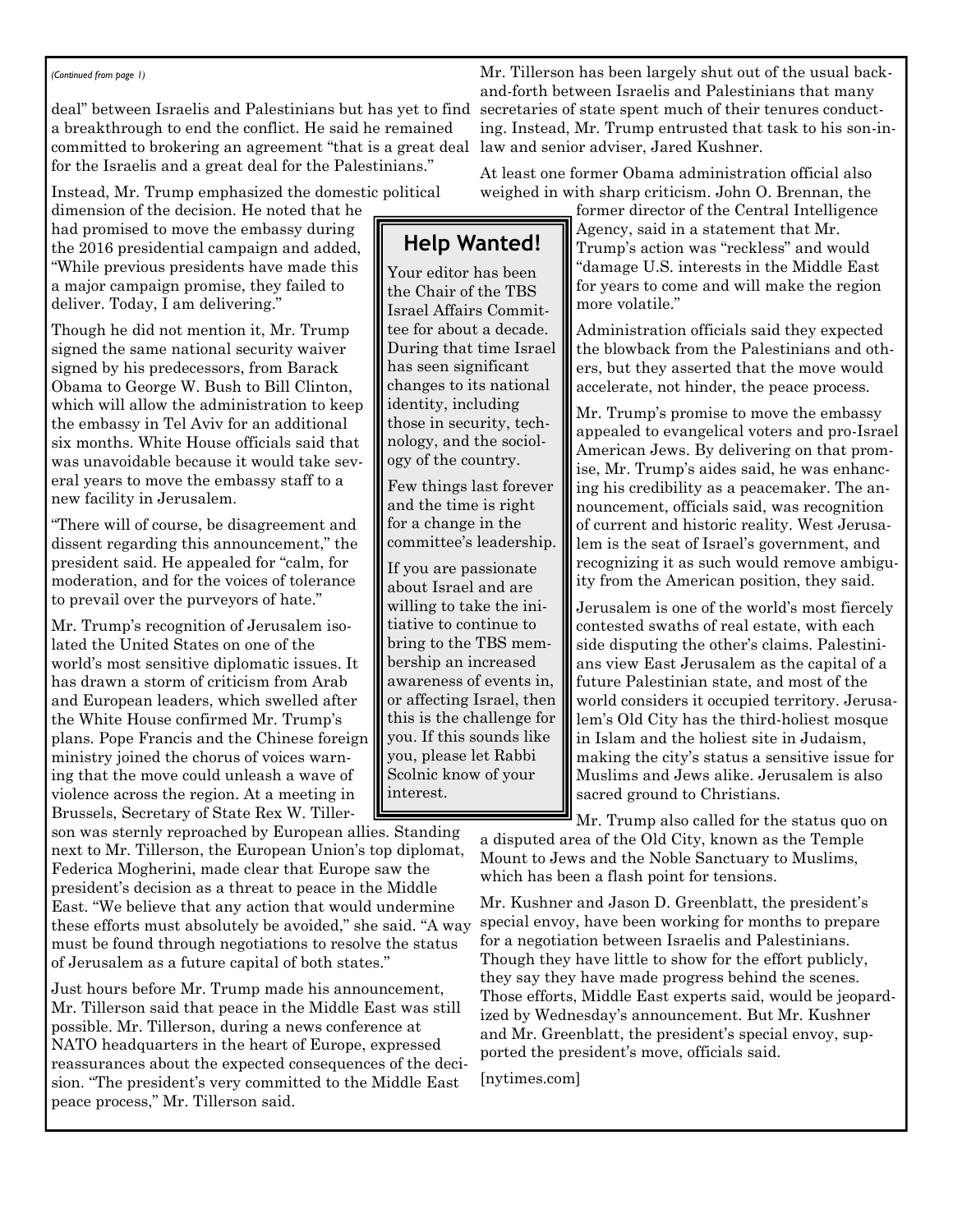*(Continued from page 1)*

deal" between Israelis and Palestinians but has yet to find a breakthrough to end the conflict. He said he remained committed to brokering an agreement "that is a great deal for the Israelis and a great deal for the Palestinians."

Instead, Mr. Trump emphasized the domestic political dimension of the decision. He noted that he had promised to move the embassy during the 2016 presidential campaign and added, "While previous presidents have made this a major campaign promise, they failed to deliver. Today, I am delivering."

Though he did not mention it, Mr. Trump signed the same national security waiver signed by his predecessors, from Barack Obama to George W. Bush to Bill Clinton, which will allow the administration to keep the embassy in Tel Aviv for an additional six months. White House officials said that was unavoidable because it would take several years to move the embassy staff to a new facility in Jerusalem.

"There will of course, be disagreement and dissent regarding this announcement," the president said. He appealed for "calm, for moderation, and for the voices of tolerance to prevail over the purveyors of hate."

Mr. Trump's recognition of Jerusalem isolated the United States on one of the world's most sensitive diplomatic issues. It has drawn a storm of criticism from Arab and European leaders, which swelled after the White House confirmed Mr. Trump's plans. Pope Francis and the Chinese foreign ministry joined the chorus of voices warning that the move could unleash a wave of violence across the region. At a meeting in Brussels, Secretary of State Rex W. Tillerson was sternly reproached by European allies. Standing next to Mr. Tillerson, the European Union's top diplomat, Federica Mogherini, made clear that Europe saw the president's decision as a threat to peace in the Middle East. "We believe that any action that would undermine these efforts must absolutely be avoided," she said. "A way must be found through negotiations to resolve the status of Jerusalem as a future capital of both states."

Just hours before Mr. Trump made his announcement, Mr. Tillerson said that peace in the Middle East was still possible. Mr. Tillerson, during a news conference at NATO headquarters in the heart of Europe, expressed reassurances about the expected consequences of the decision. "The president's very committed to the Middle East peace process," Mr. Tillerson said.

Mr. Tillerson has been largely shut out of the usual back-and-forth between Israelis and Palestinians that many secretaries of state spent much of their tenures conducting. Instead, Mr. Trump entrusted that task to his son-in-law and senior adviser, Jared Kushner.

At least one former Obama administration official also weighed in with sharp criticism. John O. Brennan, the former director of the Central Intelligence Agency, said in a statement that Mr. Trump's action was "reckless" and would "damage U.S. interests in the Middle East for years to come and will make the region more volatile."

Administration officials said they expected the blowback from the Palestinians and others, but they asserted that the move would accelerate, not hinder, the peace process.

Mr. Trump's promise to move the embassy appealed to evangelical voters and pro-Israel American Jews. By delivering on that promise, Mr. Trump's aides said, he was enhancing his credibility as a peacemaker. The announcement, officials said, was recognition of current and historic reality. West Jerusalem is the seat of Israel's government, and recognizing it as such would remove ambiguity from the American position, they said.

Jerusalem is one of the world's most fiercely contested swaths of real estate, with each side disputing the other's claims. Palestinians view East Jerusalem as the capital of a future Palestinian state, and most of the world considers it occupied territory. Jerusalem's Old City has the third-holiest mosque in Islam and the holiest site in Judaism, making the city's status a sensitive issue for Muslims and Jews alike. Jerusalem is also sacred ground to Christians.

Mr. Trump also called for the status quo on a disputed area of the Old City, known as the Temple Mount to Jews and the Noble Sanctuary to Muslims, which has been a flash point for tensions.

Mr. Kushner and Jason D. Greenblatt, the president's special envoy, have been working for months to prepare for a negotiation between Israelis and Palestinians. Though they have little to show for the effort publicly, they say they have made progress behind the scenes. Those efforts, Middle East experts said, would be jeopardized by Wednesday's announcement. But Mr. Kushner and Mr. Greenblatt, the president's special envoy, supported the president's move, officials said.

[nytimes.com]

## Help Wanted!

Your editor has been the Chair of the TBS Israel Affairs Committee for about a decade. During that time Israel has seen significant changes to its national identity, including those in security, technology, and the sociology of the country.

Few things last forever and the time is right for a change in the committee's leadership.

If you are passionate about Israel and are willing to take the initiative to continue to bring to the TBS membership an increased awareness of events in, or affecting Israel, then this is the challenge for you. If this sounds like you, please let Rabbi Scolnic know of your interest.